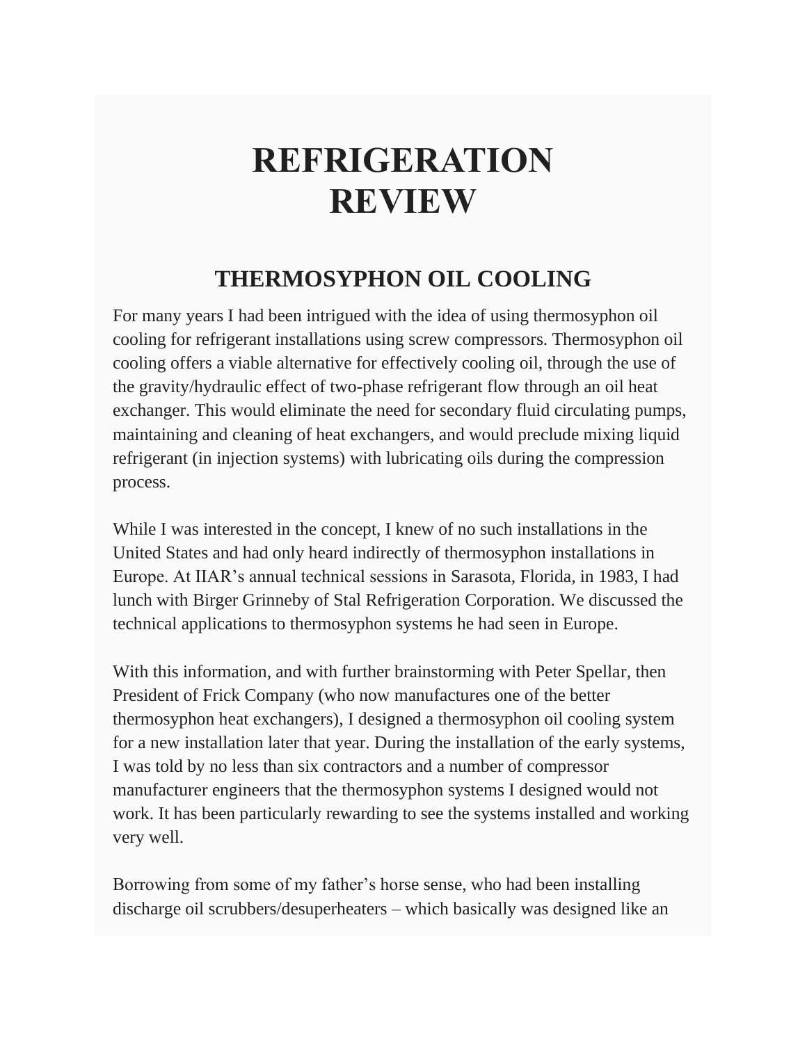# REFRIGERATION REVIEW

## THERMOSYPHON OIL COOLING

For many years I had been intrigued with the idea of using thermosyphon oil cooling for refrigerant installations using screw compressors. Thermosyphon oil cooling offers a viable alternative for effectively cooling oil, through the use of the gravity/hydraulic effect of two-phase refrigerant flow through an oil heat exchanger. This would eliminate the need for secondary fluid circulating pumps, maintaining and cleaning of heat exchangers, and would preclude mixing liquid refrigerant (in injection systems) with lubricating oils during the compression process.

While I was interested in the concept, I knew of no such installations in the United States and had only heard indirectly of thermosyphon installations in Europe. At IIAR's annual technical sessions in Sarasota, Florida, in 1983, I had lunch with Birger Grinneby of Stal Refrigeration Corporation. We discussed the technical applications to thermosyphon systems he had seen in Europe.

With this information, and with further brainstorming with Peter Spellar, then President of Frick Company (who now manufactures one of the better thermosyphon heat exchangers), I designed a thermosyphon oil cooling system for a new installation later that year. During the installation of the early systems, I was told by no less than six contractors and a number of compressor manufacturer engineers that the thermosyphon systems I designed would not work. It has been particularly rewarding to see the systems installed and working very well.

Borrowing from some of my father's horse sense, who had been installing discharge oil scrubbers/desuperheaters – which basically was designed like an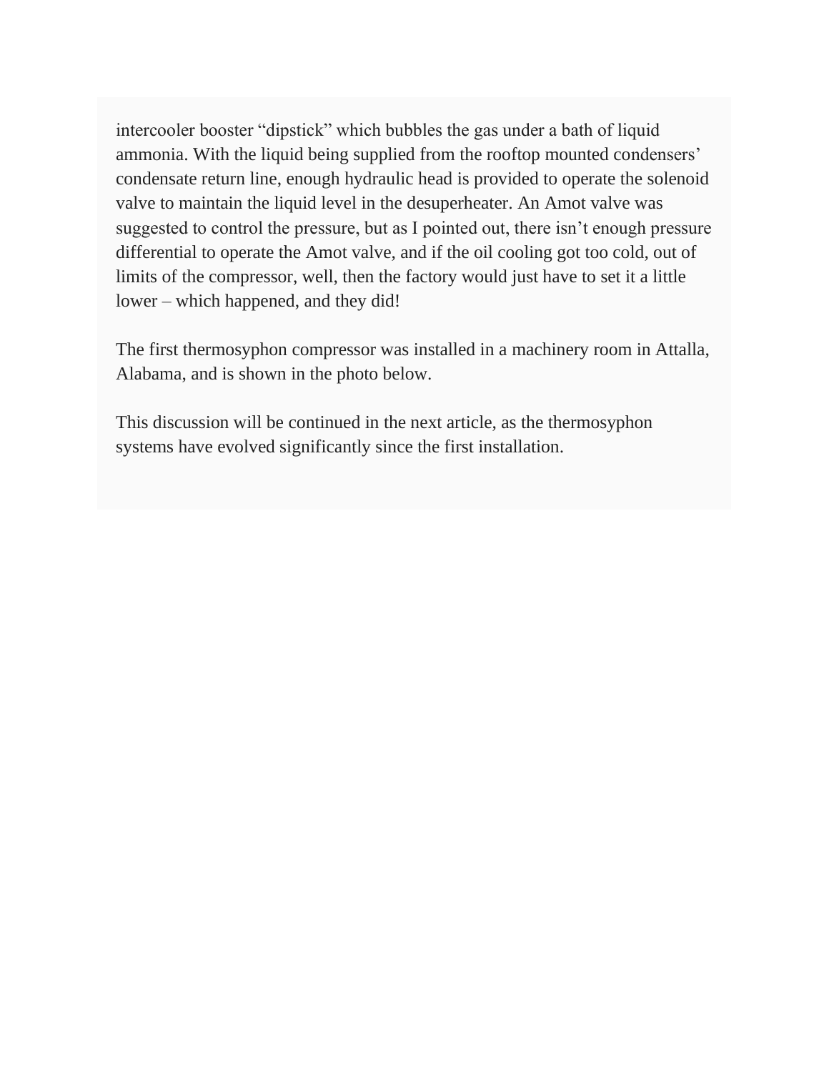intercooler booster "dipstick" which bubbles the gas under a bath of liquid ammonia. With the liquid being supplied from the rooftop mounted condensers' condensate return line, enough hydraulic head is provided to operate the solenoid valve to maintain the liquid level in the desuperheater. An Amot valve was suggested to control the pressure, but as I pointed out, there isn't enough pressure differential to operate the Amot valve, and if the oil cooling got too cold, out of limits of the compressor, well, then the factory would just have to set it a little lower – which happened, and they did!

The first thermosyphon compressor was installed in a machinery room in Attalla, Alabama, and is shown in the photo below.

This discussion will be continued in the next article, as the thermosyphon systems have evolved significantly since the first installation.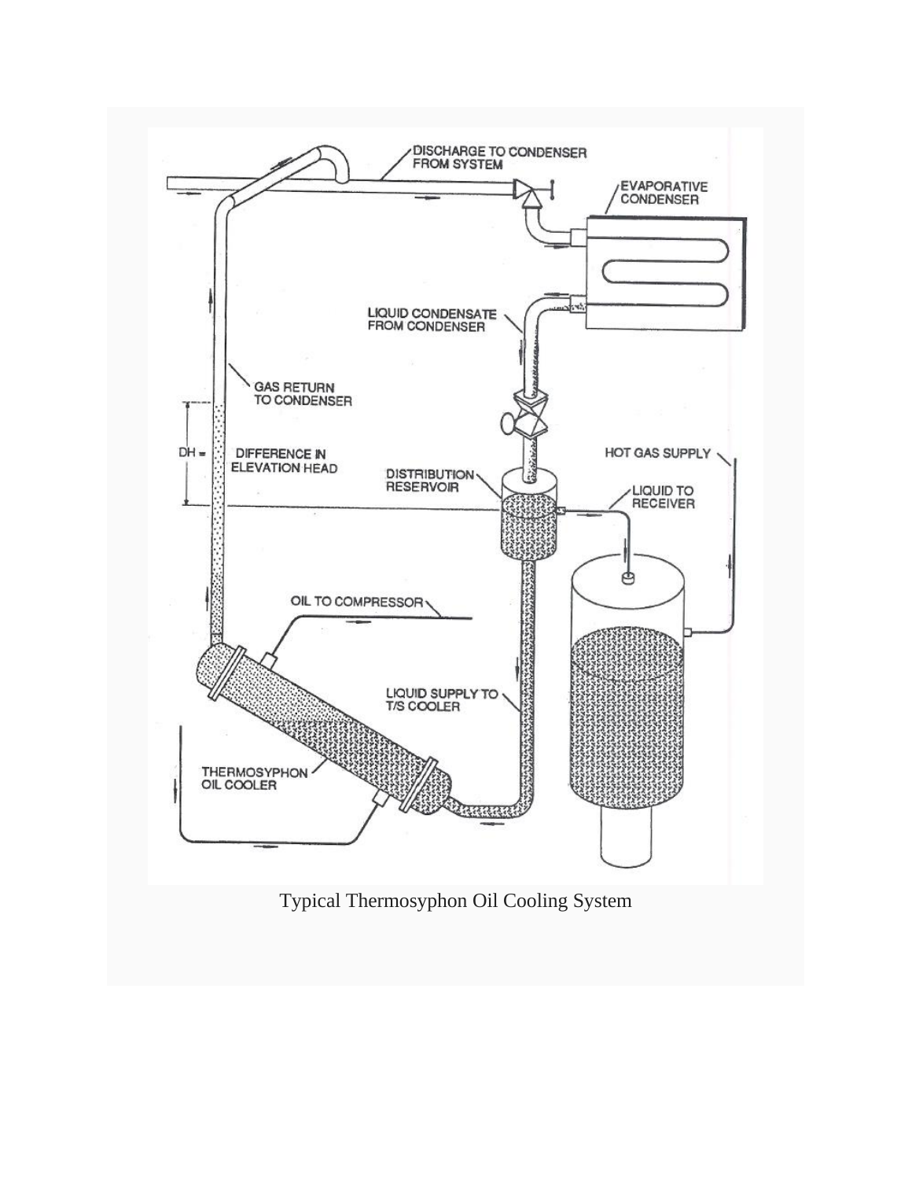Typical Thermosyphon Oil Cooling System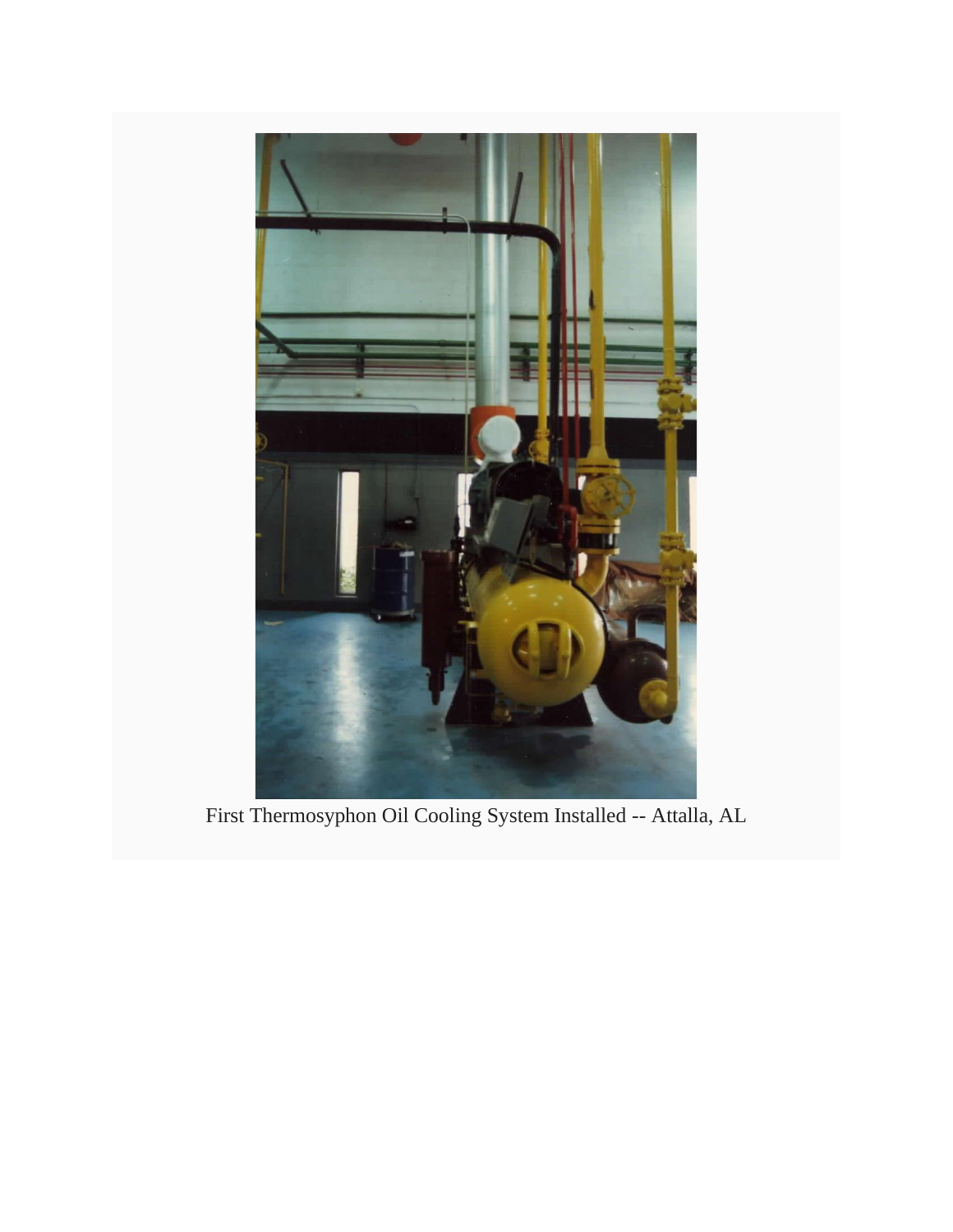First Thermosyphon Oil Cooling System Installed -- Attalla, AL